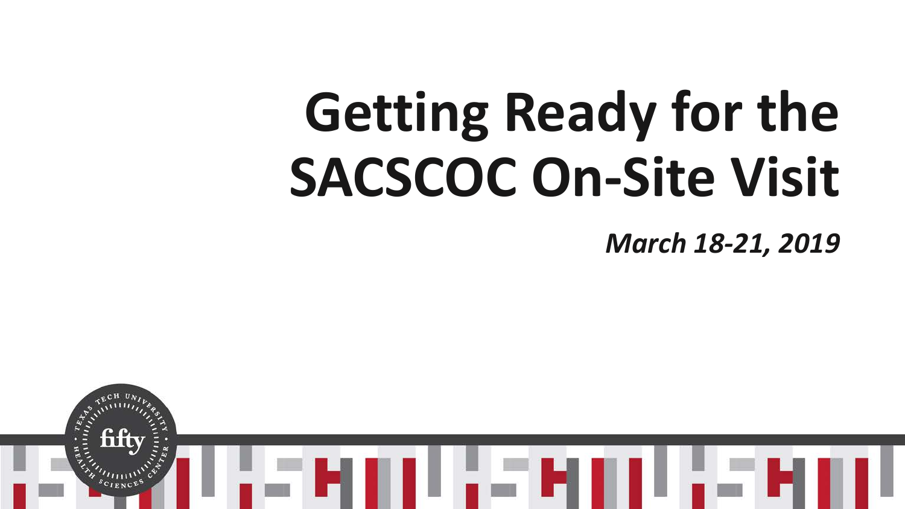# Getting Ready for the SACSCOC On-Site Visit

***March 18-21, 2019***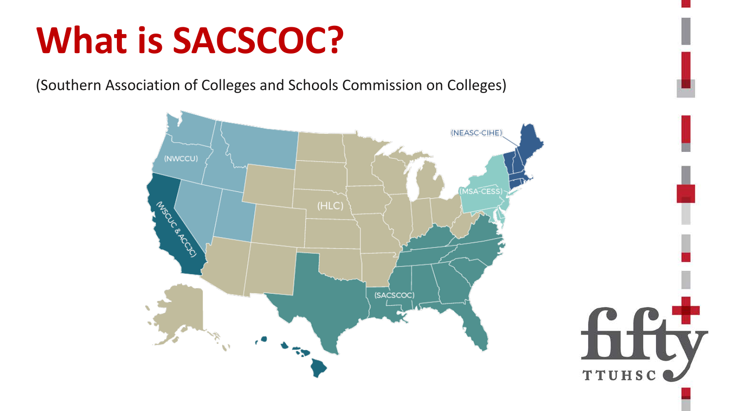# What is SACSCOC?

(Southern Association of Colleges and Schools Commission on Colleges)

(NEASC-CIHE)

(NWCCU)

(MSA-CESS)

(HLC)

(WSCUC & ACCJC)

(SACSCOC)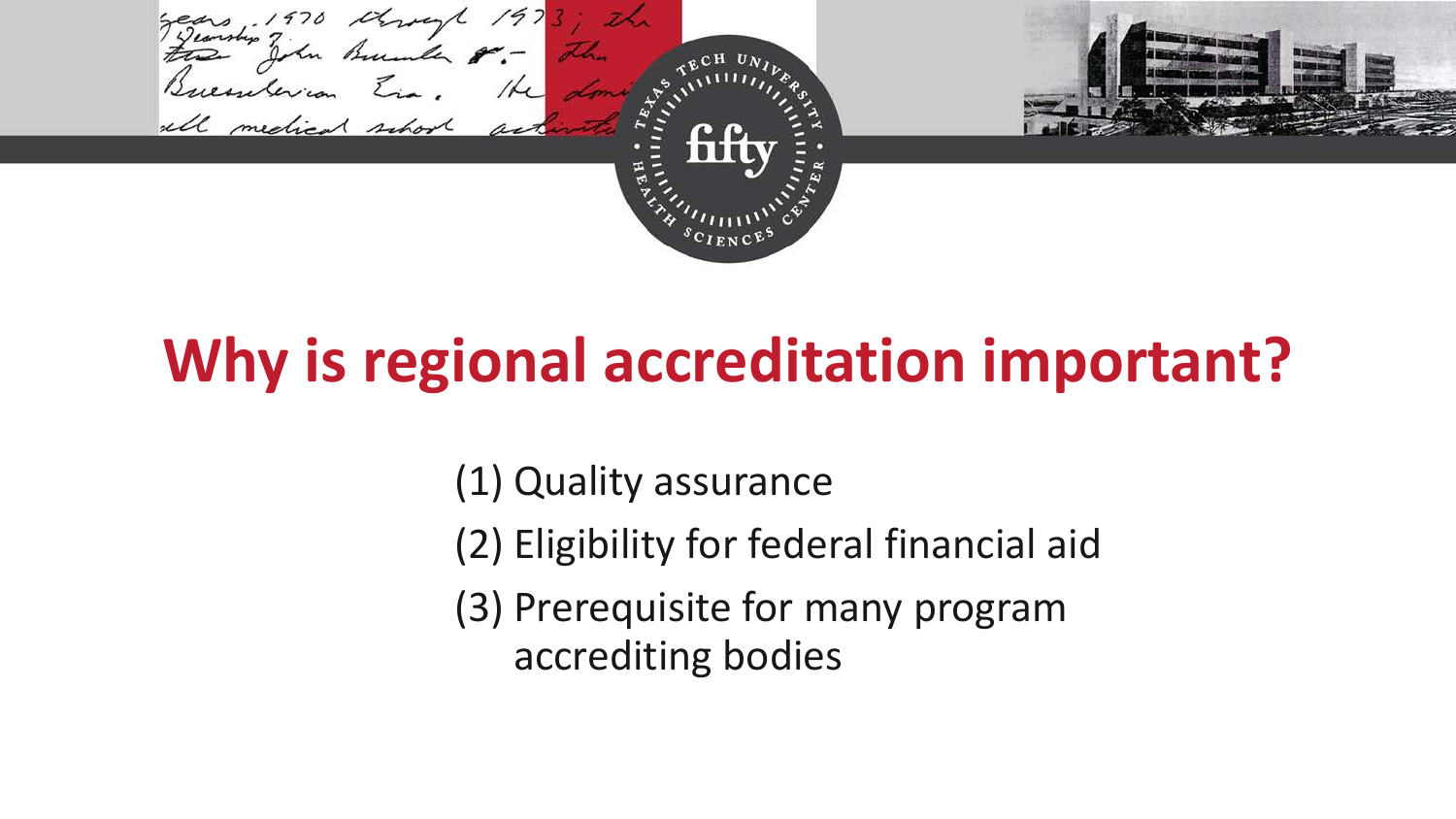# Why is regional accreditation important?

(1) Quality assurance

(2) Eligibility for federal financial aid

(3) Prerequisite for many program accrediting bodies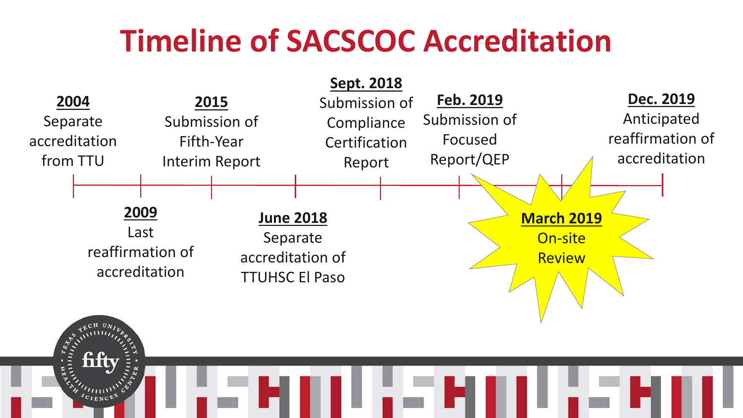# Timeline of SACSCOC Accreditation

- **2004** Separate accreditation from TTU
- **2009** Last reaffirmation of accreditation
- **2015** Submission of Fifth-Year Interim Report
- **June 2018** Separate accreditation of TTUHSC El Paso
- **Sept. 2018** Submission of Compliance Certification Report
- **Feb. 2019** Submission of Focused Report/QEP
- **March 2019** On-site Review
- **Dec. 2019** Anticipated reaffirmation of accreditation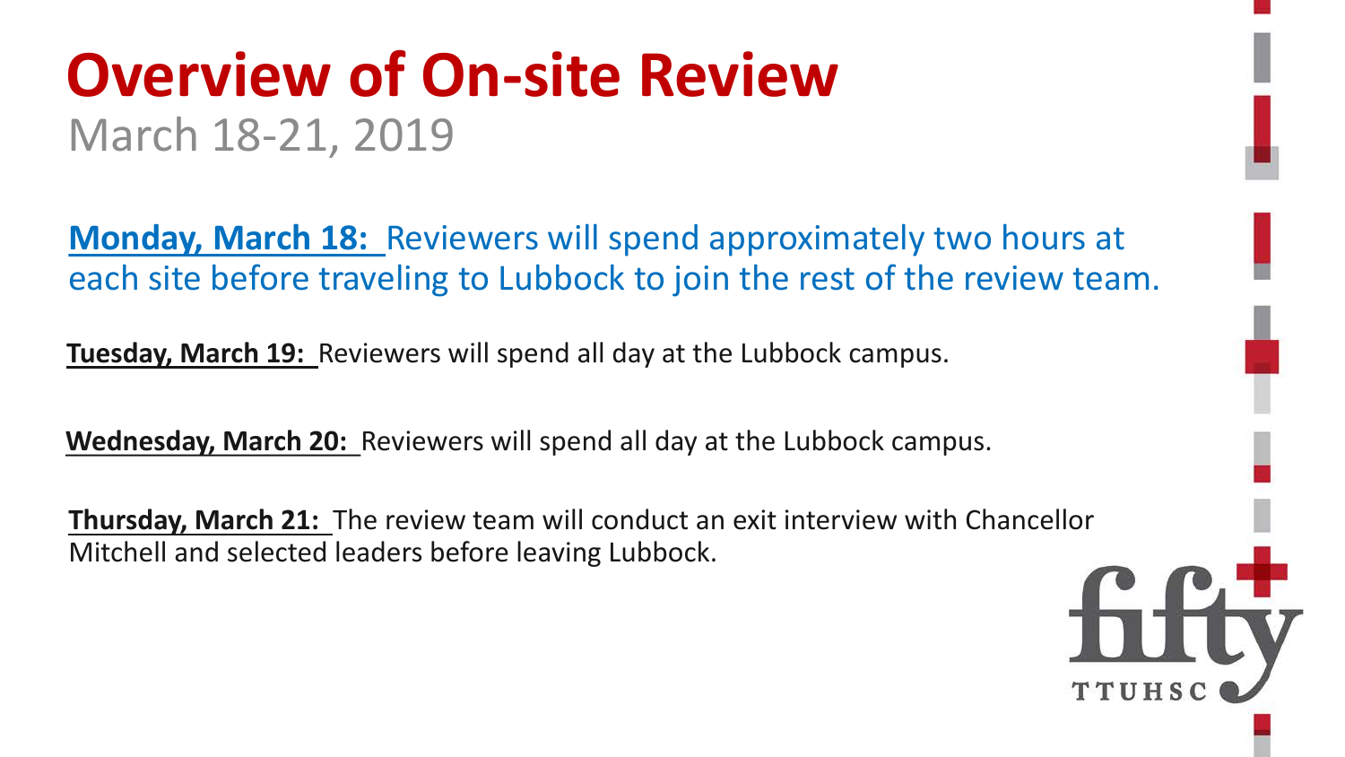# Overview of On-site Review

March 18-21, 2019

**Monday, March 18:** Reviewers will spend approximately two hours at each site before traveling to Lubbock to join the rest of the review team.

**Tuesday, March 19:** Reviewers will spend all day at the Lubbock campus.

**Wednesday, March 20:** Reviewers will spend all day at the Lubbock campus.

**Thursday, March 21:** The review team will conduct an exit interview with Chancellor Mitchell and selected leaders before leaving Lubbock.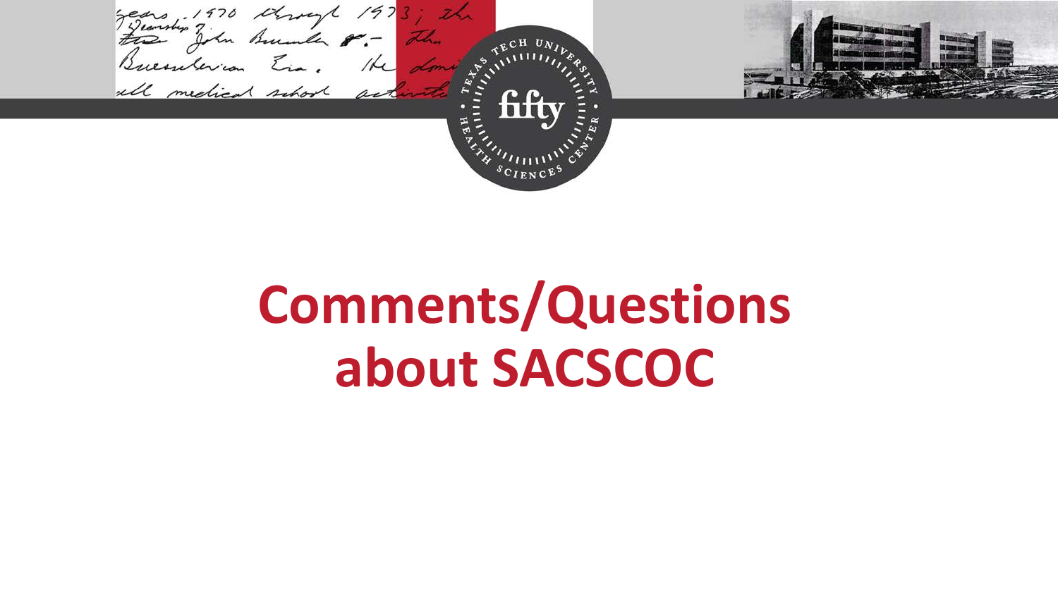# Comments/Questions about SACSCOC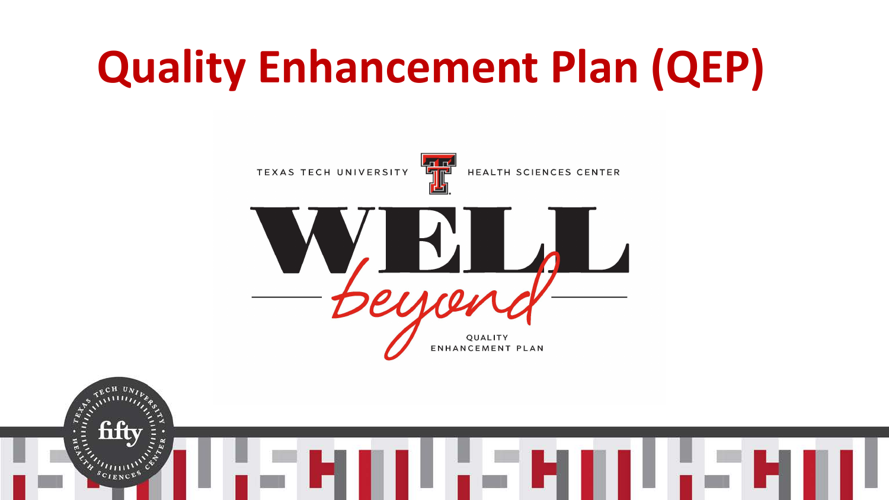# Quality Enhancement Plan (QEP)

TEXAS TECH UNIVERSITY HEALTH SCIENCES CENTER

WELL *beyond*

QUALITY ENHANCEMENT PLAN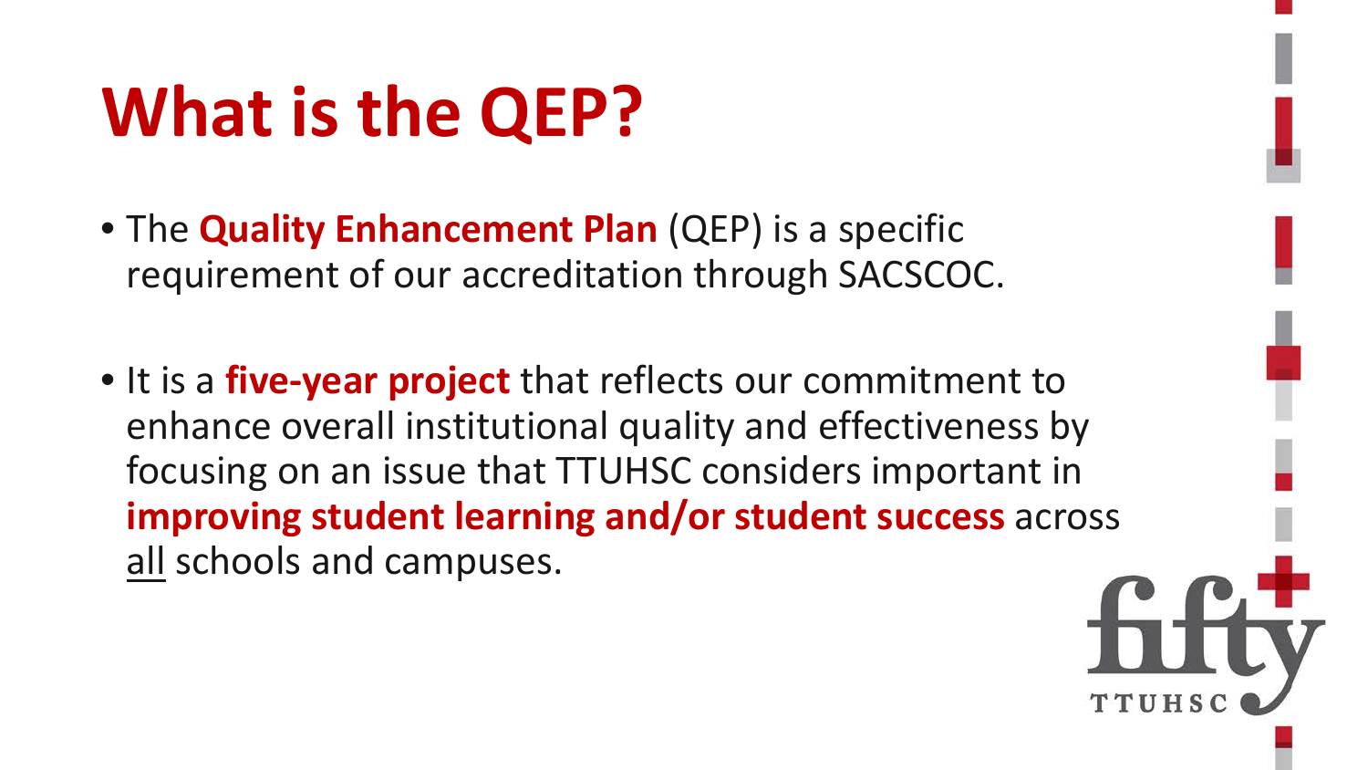# What is the QEP?

- The **Quality Enhancement Plan** (QEP) is a specific requirement of our accreditation through SACSCOC.

- It is a **five-year project** that reflects our commitment to enhance overall institutional quality and effectiveness by focusing on an issue that TTUHSC considers important in **improving student learning and/or student success** across all schools and campuses.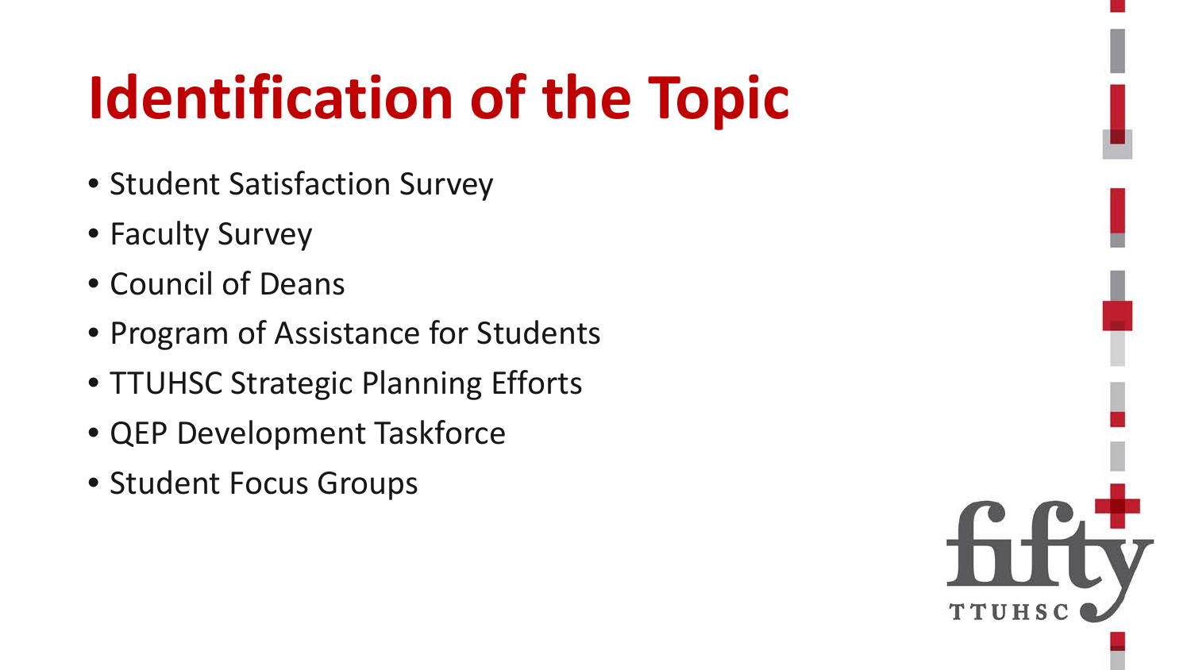# Identification of the Topic

- Student Satisfaction Survey
- Faculty Survey
- Council of Deans
- Program of Assistance for Students
- TTUHSC Strategic Planning Efforts
- QEP Development Taskforce
- Student Focus Groups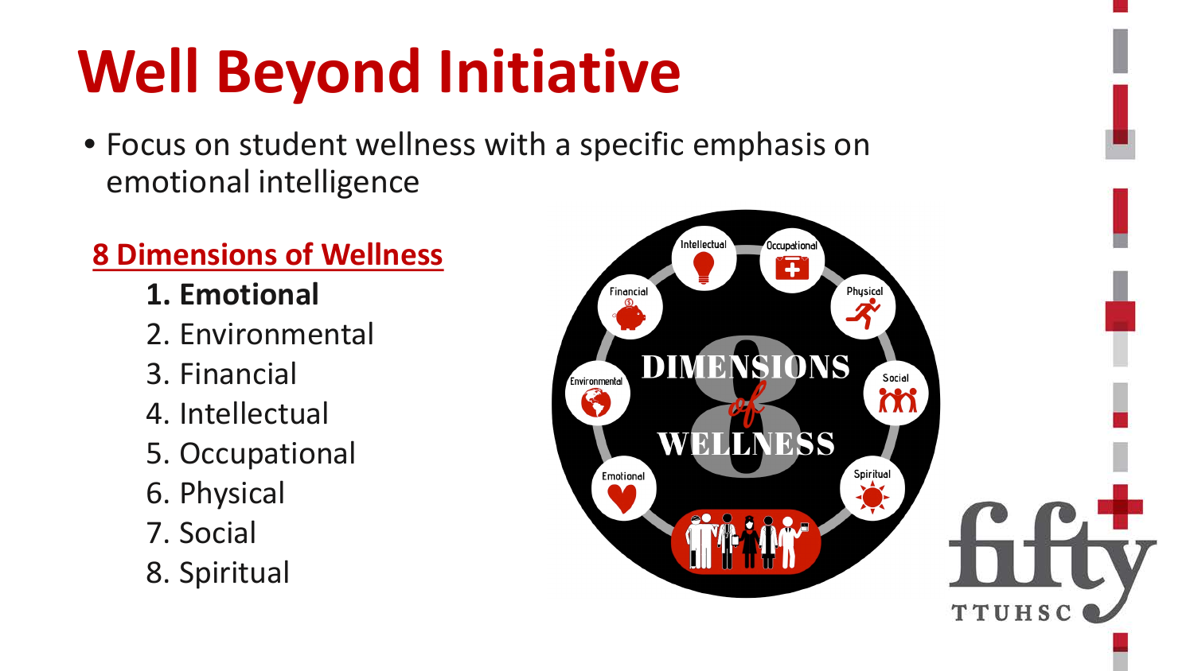# Well Beyond Initiative

- Focus on student wellness with a specific emphasis on emotional intelligence

## 8 Dimensions of Wellness

1. **Emotional**
2. Environmental
3. Financial
4. Intellectual
5. Occupational
6. Physical
7. Social
8. Spiritual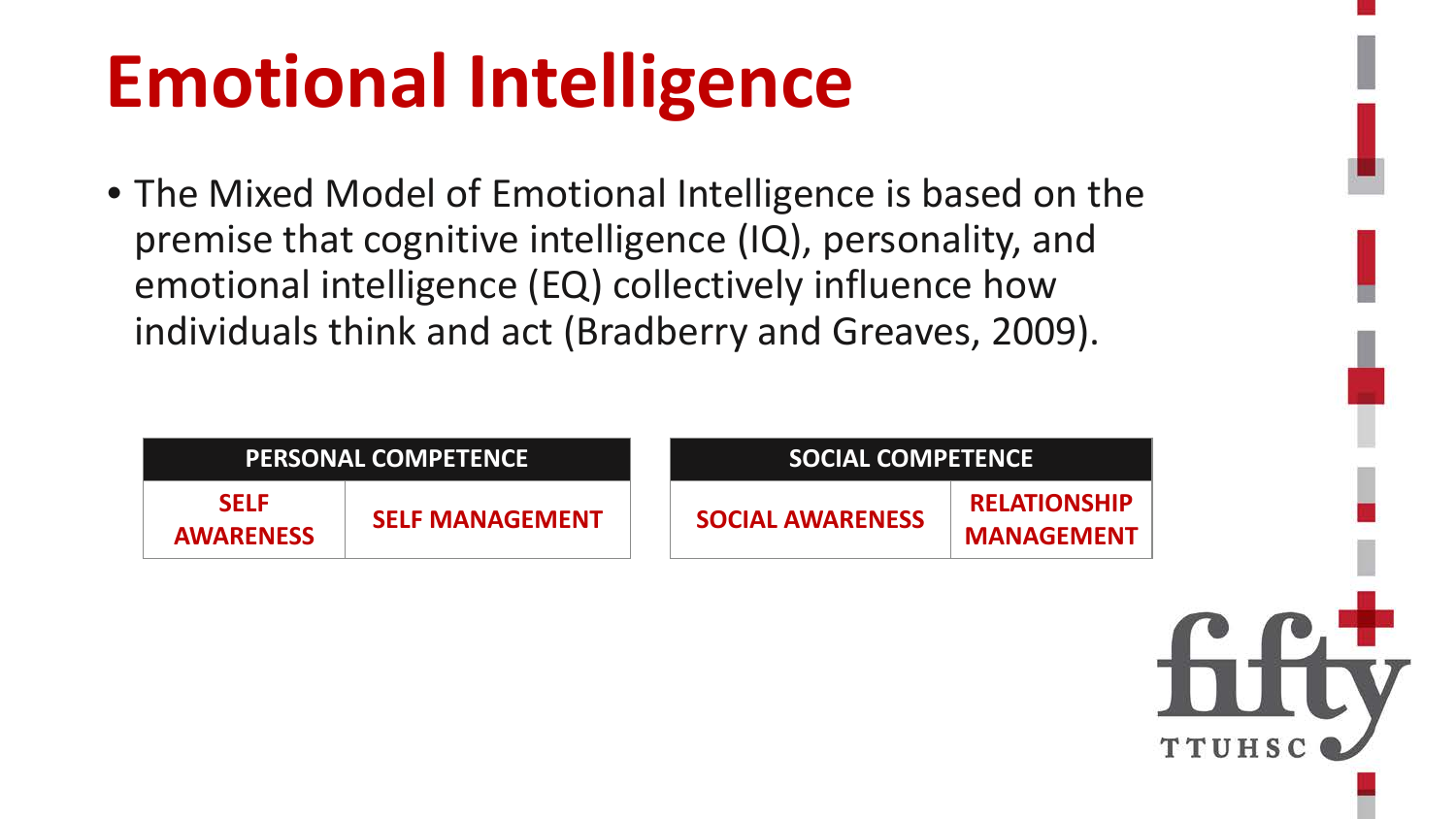# Emotional Intelligence

- The Mixed Model of Emotional Intelligence is based on the premise that cognitive intelligence (IQ), personality, and emotional intelligence (EQ) collectively influence how individuals think and act (Bradberry and Greaves, 2009).

| PERSONAL COMPETENCE | |
|---|---|
| SELF AWARENESS | SELF MANAGEMENT |

| SOCIAL COMPETENCE | |
|---|---|
| SOCIAL AWARENESS | RELATIONSHIP MANAGEMENT |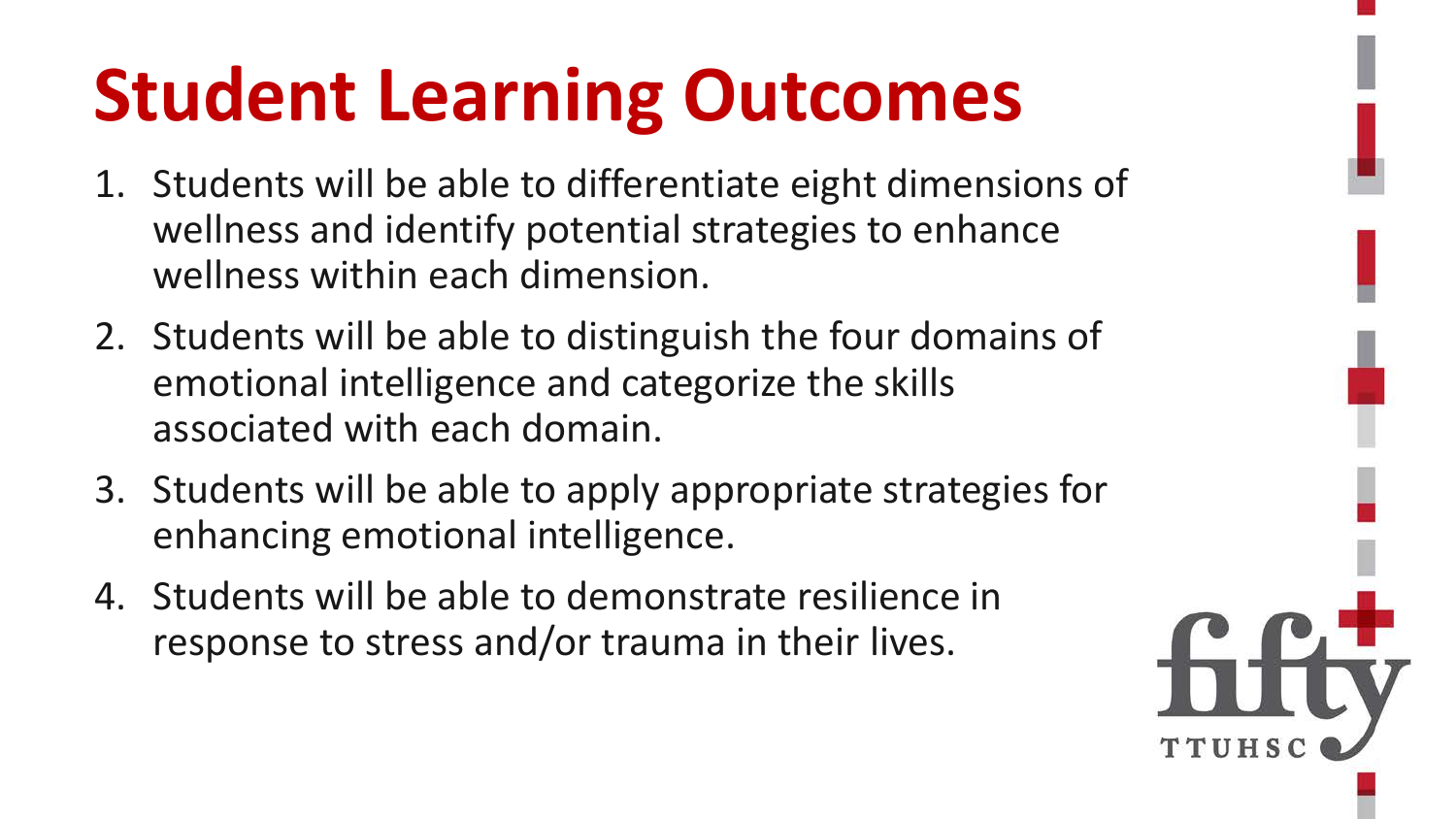# Student Learning Outcomes

1. Students will be able to differentiate eight dimensions of wellness and identify potential strategies to enhance wellness within each dimension.
2. Students will be able to distinguish the four domains of emotional intelligence and categorize the skills associated with each domain.
3. Students will be able to apply appropriate strategies for enhancing emotional intelligence.
4. Students will be able to demonstrate resilience in response to stress and/or trauma in their lives.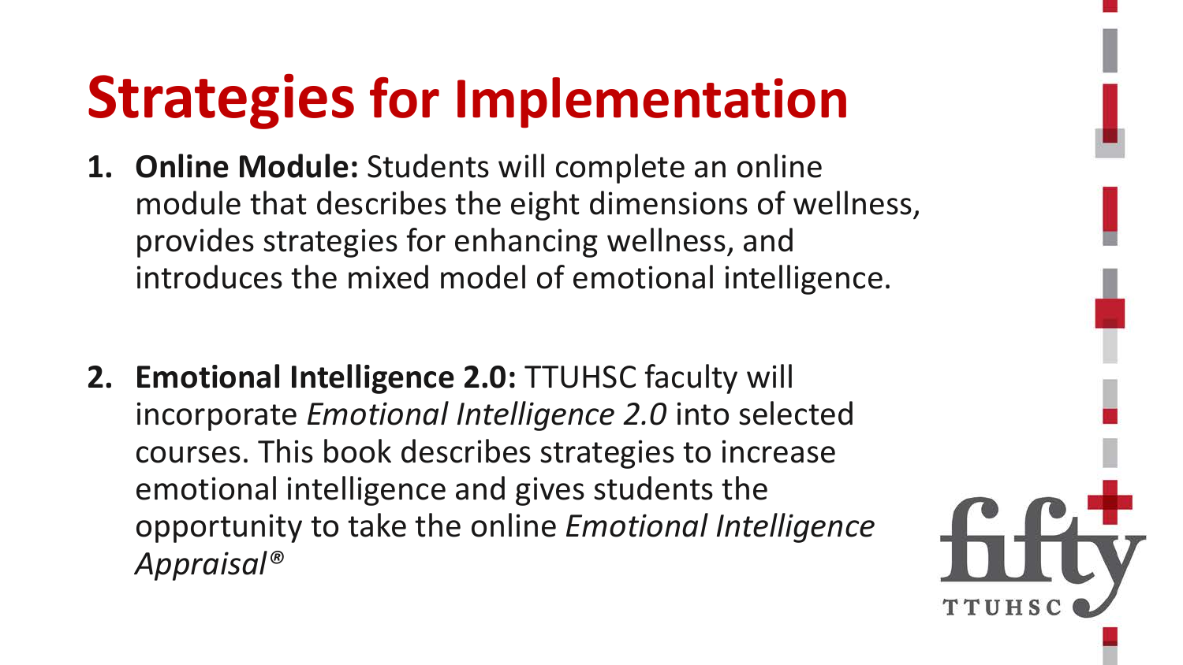# Strategies for Implementation

1. **Online Module:** Students will complete an online module that describes the eight dimensions of wellness, provides strategies for enhancing wellness, and introduces the mixed model of emotional intelligence.

2. **Emotional Intelligence 2.0:** TTUHSC faculty will incorporate *Emotional Intelligence 2.0* into selected courses. This book describes strategies to increase emotional intelligence and gives students the opportunity to take the online *Emotional Intelligence Appraisal®*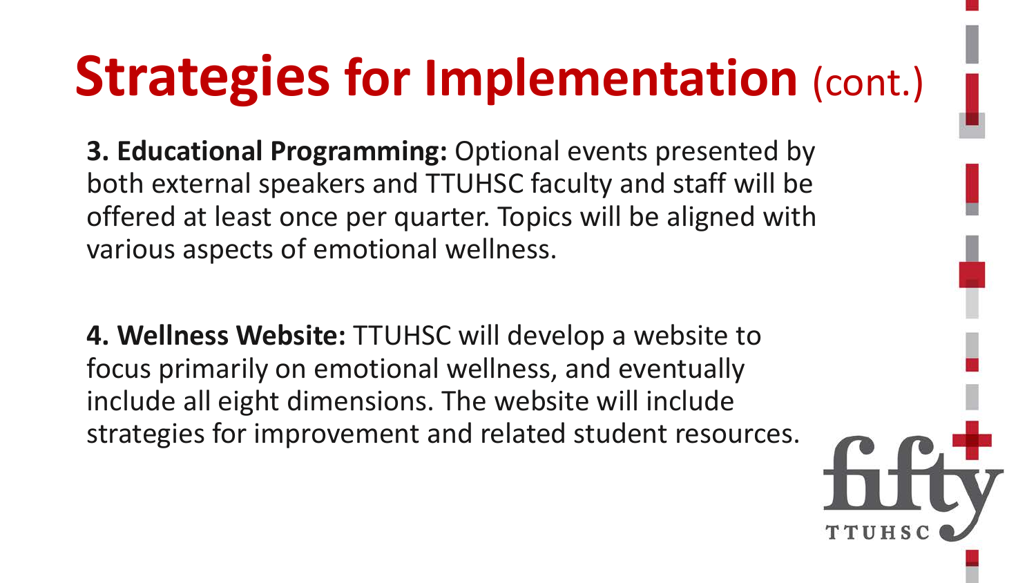# Strategies for Implementation (cont.)

**3. Educational Programming:** Optional events presented by both external speakers and TTUHSC faculty and staff will be offered at least once per quarter. Topics will be aligned with various aspects of emotional wellness.

**4. Wellness Website:** TTUHSC will develop a website to focus primarily on emotional wellness, and eventually include all eight dimensions. The website will include strategies for improvement and related student resources.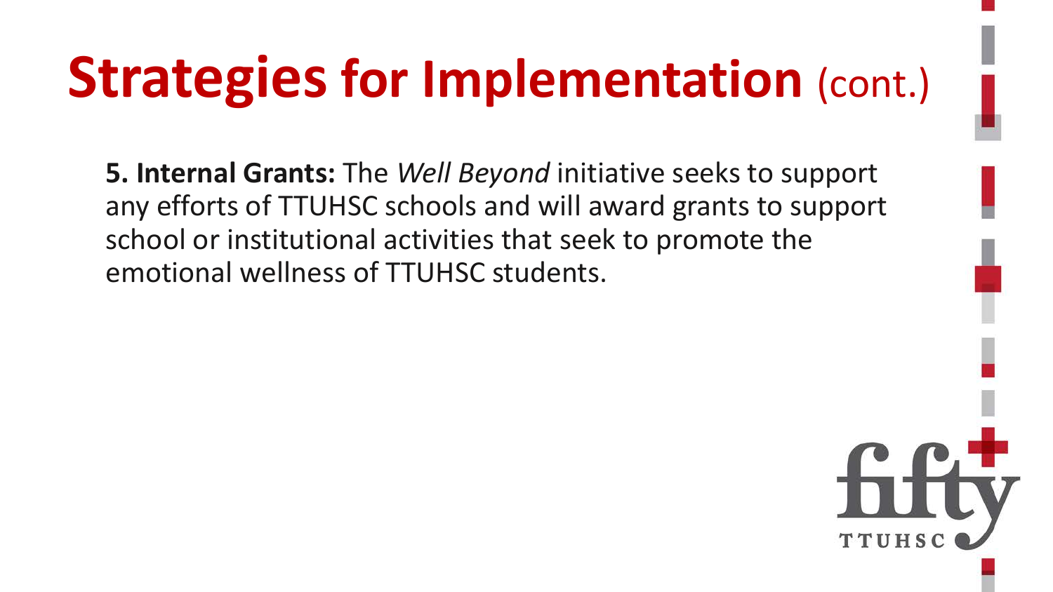# Strategies for Implementation (cont.)

**5. Internal Grants:** The *Well Beyond* initiative seeks to support any efforts of TTUHSC schools and will award grants to support school or institutional activities that seek to promote the emotional wellness of TTUHSC students.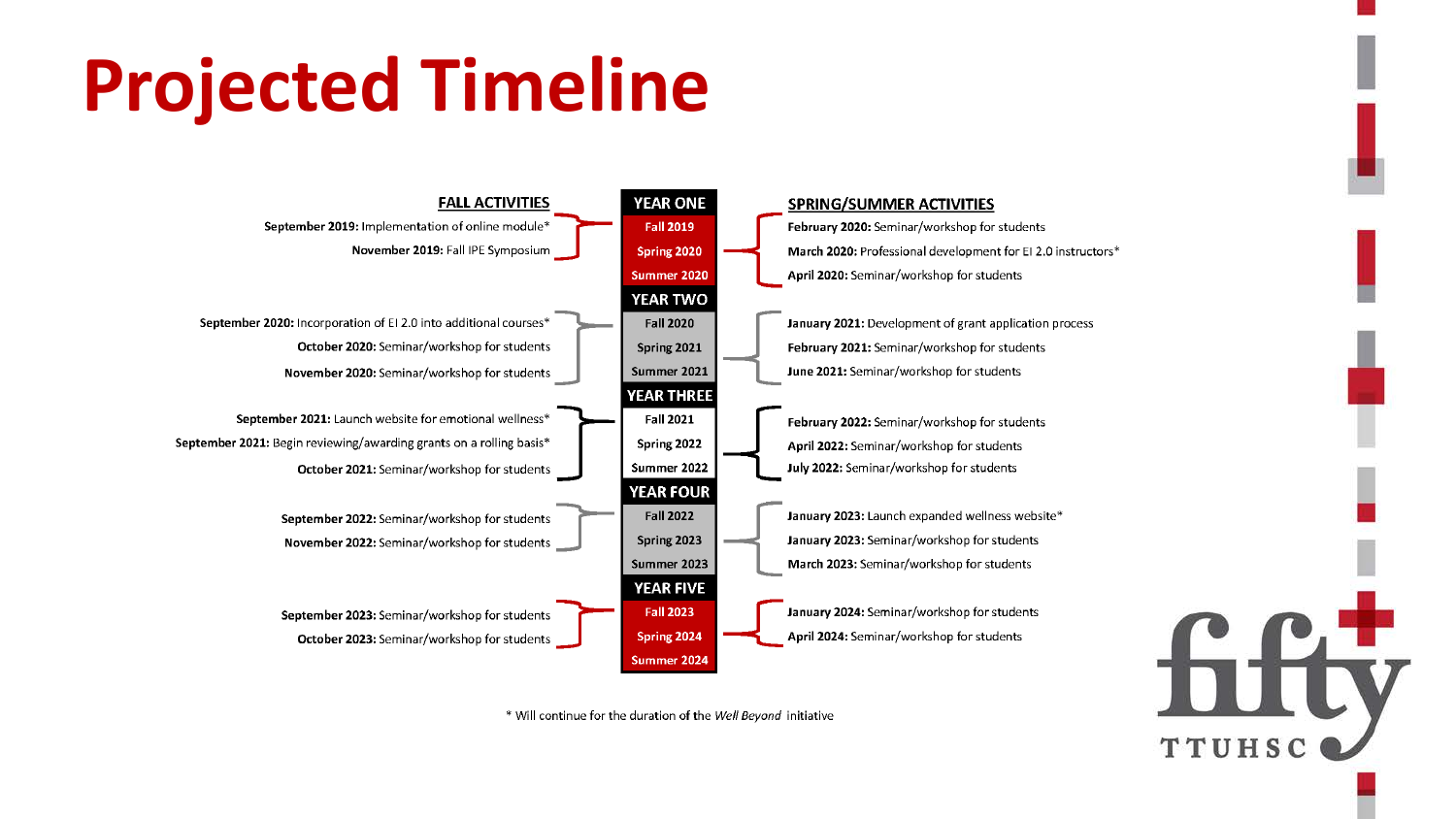# Projected Timeline

| FALL ACTIVITIES | | SPRING/SUMMER ACTIVITIES |
|---|---|---|
| | **YEAR ONE** | |
| **September 2019:** Implementation of online module* <br> **November 2019:** Fall IPE Symposium | Fall 2019 <br> Spring 2020 <br> Summer 2020 | **February 2020:** Seminar/workshop for students <br> **March 2020:** Professional development for EI 2.0 instructors* <br> **April 2020:** Seminar/workshop for students |
| | **YEAR TWO** | |
| **September 2020:** Incorporation of EI 2.0 into additional courses* <br> **October 2020:** Seminar/workshop for students <br> **November 2020:** Seminar/workshop for students | Fall 2020 <br> Spring 2021 <br> Summer 2021 | **January 2021:** Development of grant application process <br> **February 2021:** Seminar/workshop for students <br> **June 2021:** Seminar/workshop for students |
| | **YEAR THREE** | |
| **September 2021:** Launch website for emotional wellness* <br> **September 2021:** Begin reviewing/awarding grants on a rolling basis* <br> **October 2021:** Seminar/workshop for students | Fall 2021 <br> Spring 2022 <br> Summer 2022 | **February 2022:** Seminar/workshop for students <br> **April 2022:** Seminar/workshop for students <br> **July 2022:** Seminar/workshop for students |
| | **YEAR FOUR** | |
| **September 2022:** Seminar/workshop for students <br> **November 2022:** Seminar/workshop for students | Fall 2022 <br> Spring 2023 <br> Summer 2023 | **January 2023:** Launch expanded wellness website* <br> **January 2023:** Seminar/workshop for students <br> **March 2023:** Seminar/workshop for students |
| | **YEAR FIVE** | |
| **September 2023:** Seminar/workshop for students <br> **October 2023:** Seminar/workshop for students | Fall 2023 <br> Spring 2024 <br> Summer 2024 | **January 2024:** Seminar/workshop for students <br> **April 2024:** Seminar/workshop for students |

\* Will continue for the duration of the *Well Beyond* initiative

fifty TTUHSC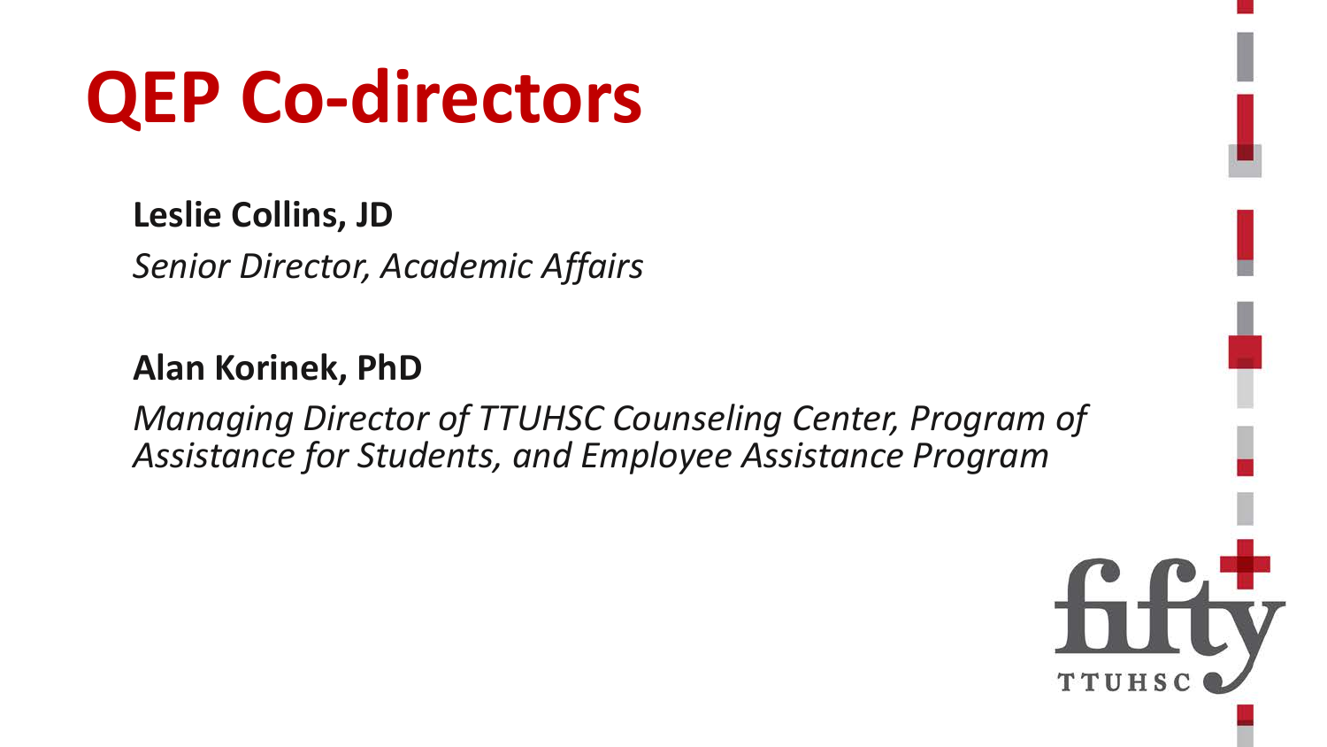# QEP Co-directors

**Leslie Collins, JD**

*Senior Director, Academic Affairs*

**Alan Korinek, PhD**

*Managing Director of TTUHSC Counseling Center, Program of Assistance for Students, and Employee Assistance Program*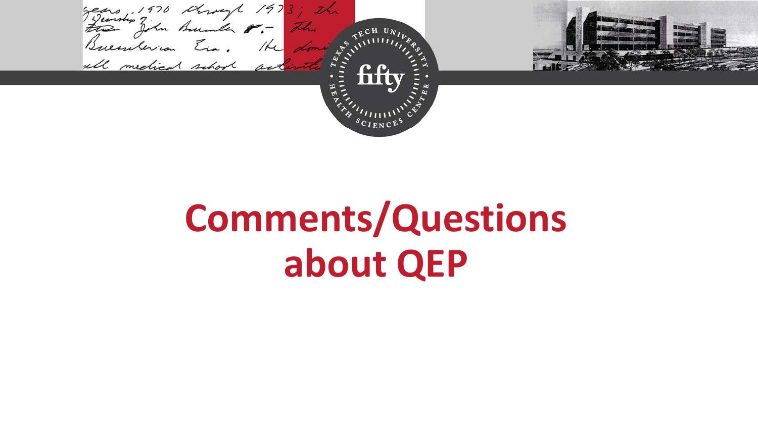# Comments/Questions about QEP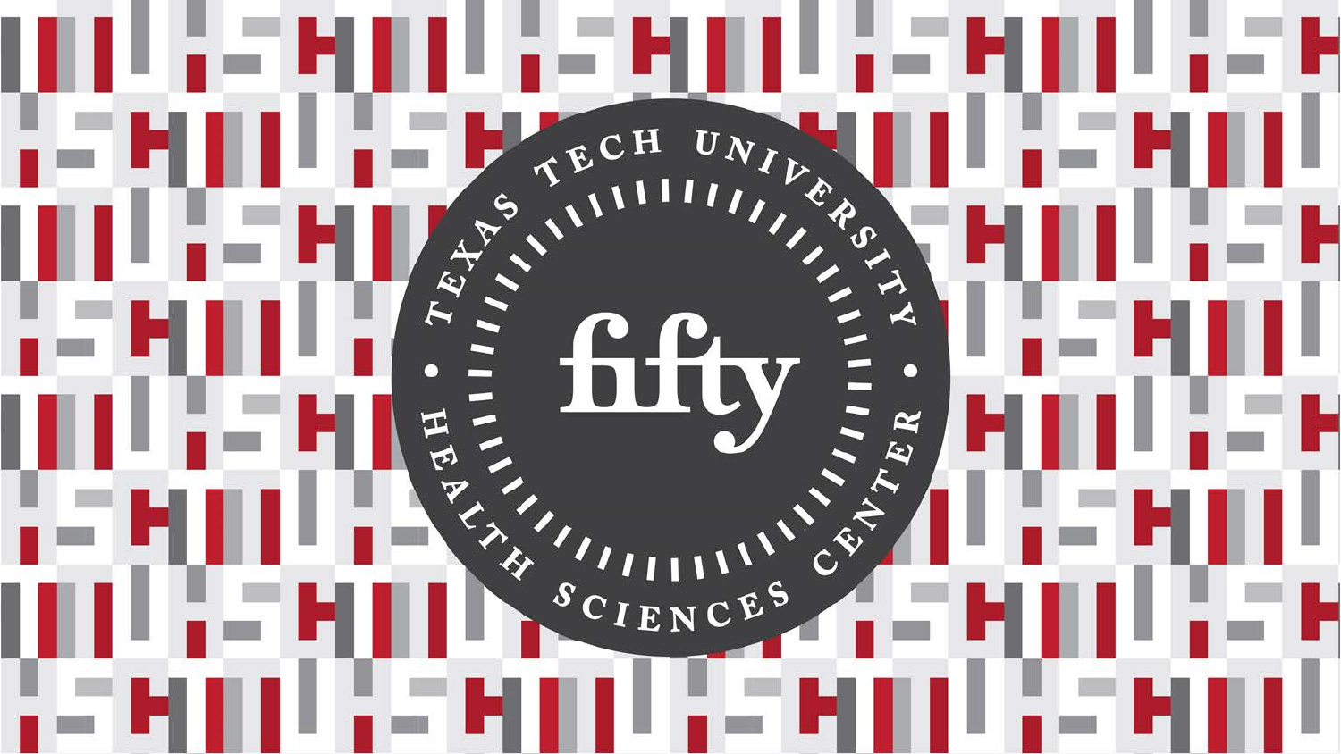TEXAS TECH UNIVERSITY

fifty

HEALTH SCIENCES CENTER